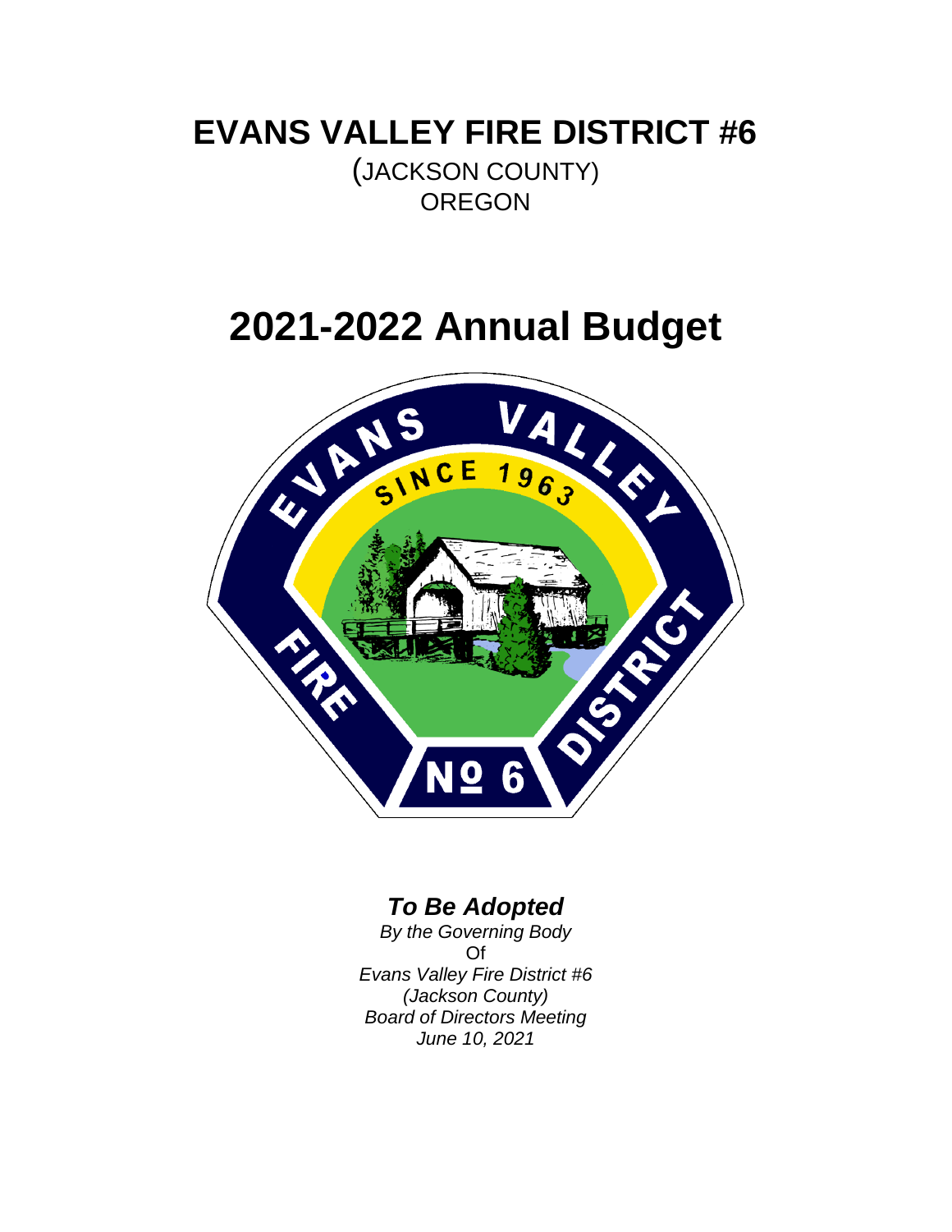# EVANS VALLEY FIRE DISTRICT #6

(JACKSON COUNTY)
OREGON

# 2021-2022 Annual Budget

***To Be Adopted***

*By the Governing Body*
Of
*Evans Valley Fire District #6*
*(Jackson County)*
*Board of Directors Meeting*
*June 10, 2021*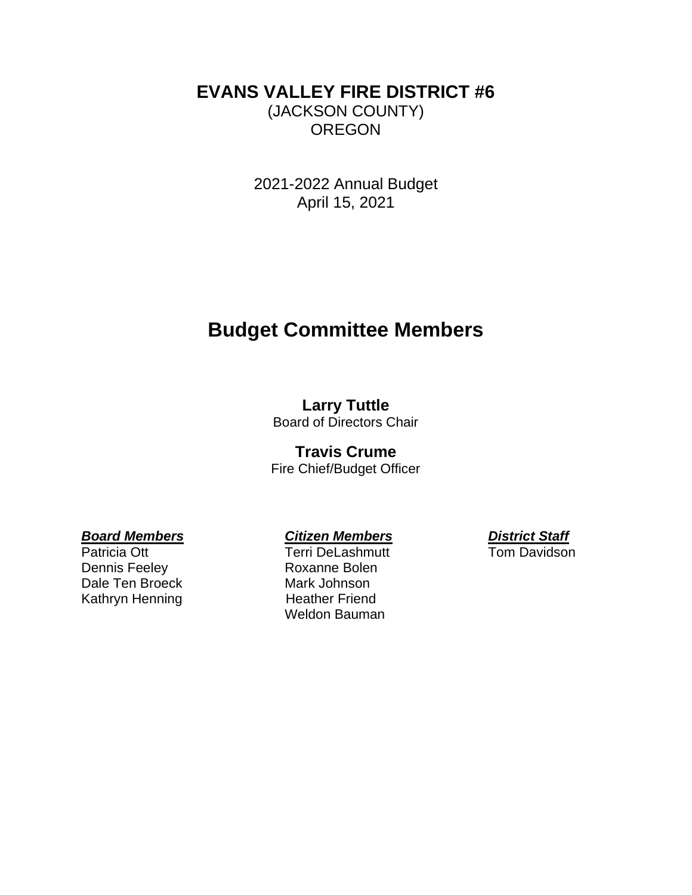# EVANS VALLEY FIRE DISTRICT #6

(JACKSON COUNTY)
OREGON

2021-2022 Annual Budget
April 15, 2021

## Budget Committee Members

**Larry Tuttle**
Board of Directors Chair

**Travis Crume**
Fire Chief/Budget Officer

| ***Board Members*** | ***Citizen Members*** | ***District Staff*** |
|---|---|---|
| Patricia Ott | Terri DeLashmutt | Tom Davidson |
| Dennis Feeley | Roxanne Bolen | |
| Dale Ten Broeck | Mark Johnson | |
| Kathryn Henning | Heather Friend | |
| | Weldon Bauman | |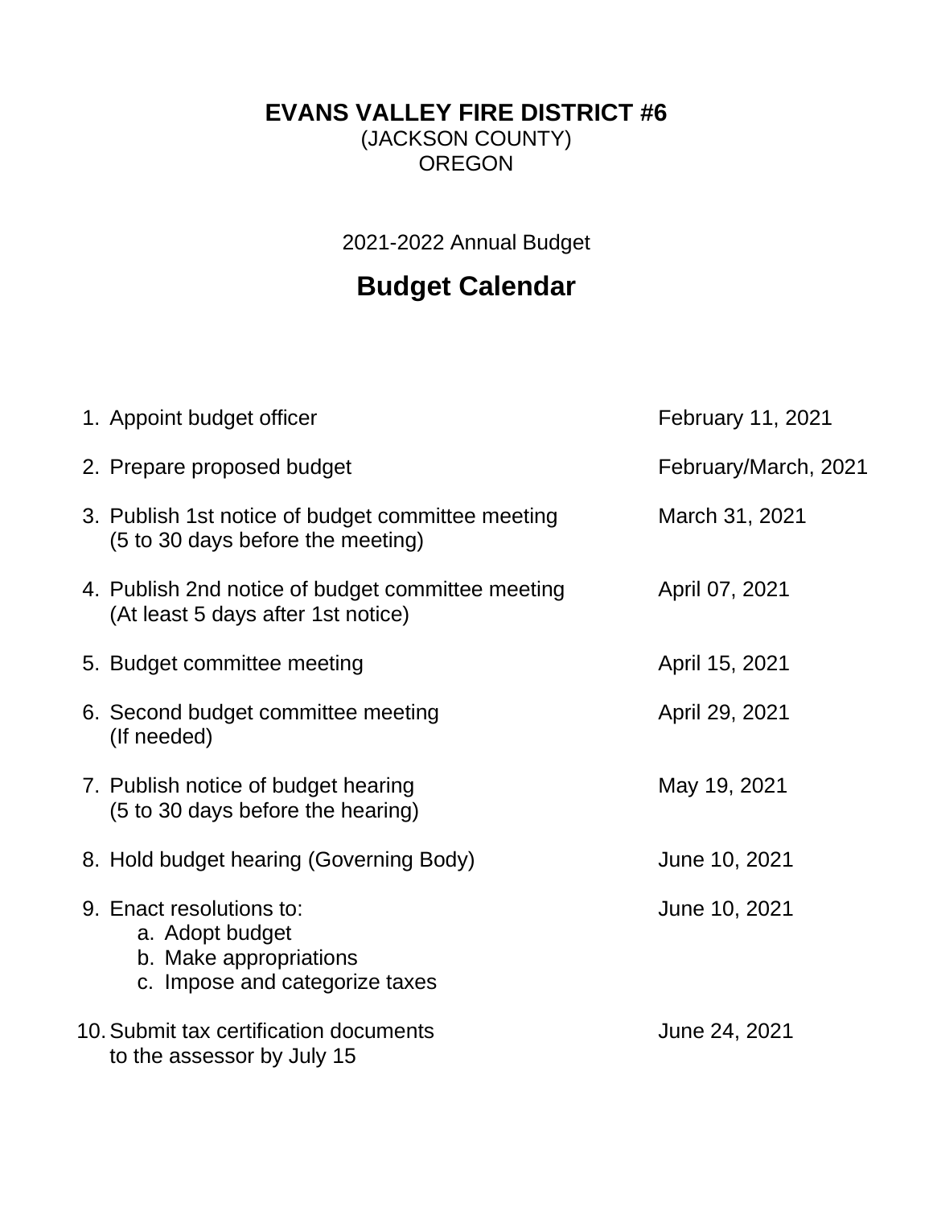**EVANS VALLEY FIRE DISTRICT #6**
(JACKSON COUNTY)
OREGON

2021-2022 Annual Budget

# Budget Calendar

| | Task | Date |
|---|---|---|
| 1. | Appoint budget officer | February 11, 2021 |
| 2. | Prepare proposed budget | February/March, 2021 |
| 3. | Publish 1st notice of budget committee meeting (5 to 30 days before the meeting) | March 31, 2021 |
| 4. | Publish 2nd notice of budget committee meeting (At least 5 days after 1st notice) | April 07, 2021 |
| 5. | Budget committee meeting | April 15, 2021 |
| 6. | Second budget committee meeting (If needed) | April 29, 2021 |
| 7. | Publish notice of budget hearing (5 to 30 days before the hearing) | May 19, 2021 |
| 8. | Hold budget hearing (Governing Body) | June 10, 2021 |
| 9. | Enact resolutions to: a. Adopt budget b. Make appropriations c. Impose and categorize taxes | June 10, 2021 |
| 10. | Submit tax certification documents to the assessor by July 15 | June 24, 2021 |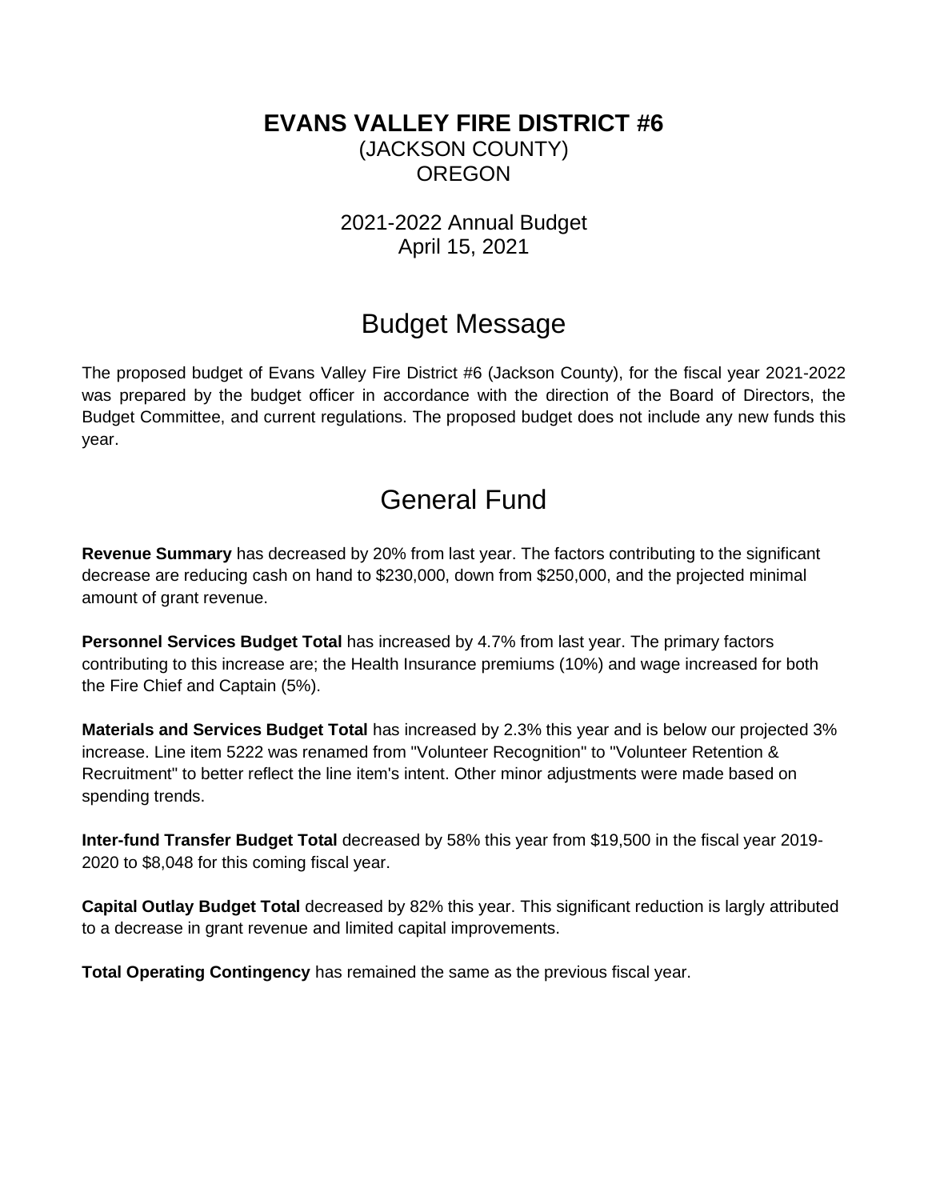# EVANS VALLEY FIRE DISTRICT #6

(JACKSON COUNTY)
OREGON

2021-2022 Annual Budget
April 15, 2021

## Budget Message

The proposed budget of Evans Valley Fire District #6 (Jackson County), for the fiscal year 2021-2022 was prepared by the budget officer in accordance with the direction of the Board of Directors, the Budget Committee, and current regulations. The proposed budget does not include any new funds this year.

## General Fund

**Revenue Summary** has decreased by 20% from last year. The factors contributing to the significant decrease are reducing cash on hand to $230,000, down from $250,000, and the projected minimal amount of grant revenue.

**Personnel Services Budget Total** has increased by 4.7% from last year. The primary factors contributing to this increase are; the Health Insurance premiums (10%) and wage increased for both the Fire Chief and Captain (5%).

**Materials and Services Budget Total** has increased by 2.3% this year and is below our projected 3% increase. Line item 5222 was renamed from "Volunteer Recognition" to "Volunteer Retention & Recruitment" to better reflect the line item's intent. Other minor adjustments were made based on spending trends.

**Inter-fund Transfer Budget Total** decreased by 58% this year from $19,500 in the fiscal year 2019-2020 to $8,048 for this coming fiscal year.

**Capital Outlay Budget Total** decreased by 82% this year. This significant reduction is largely attributed to a decrease in grant revenue and limited capital improvements.

**Total Operating Contingency** has remained the same as the previous fiscal year.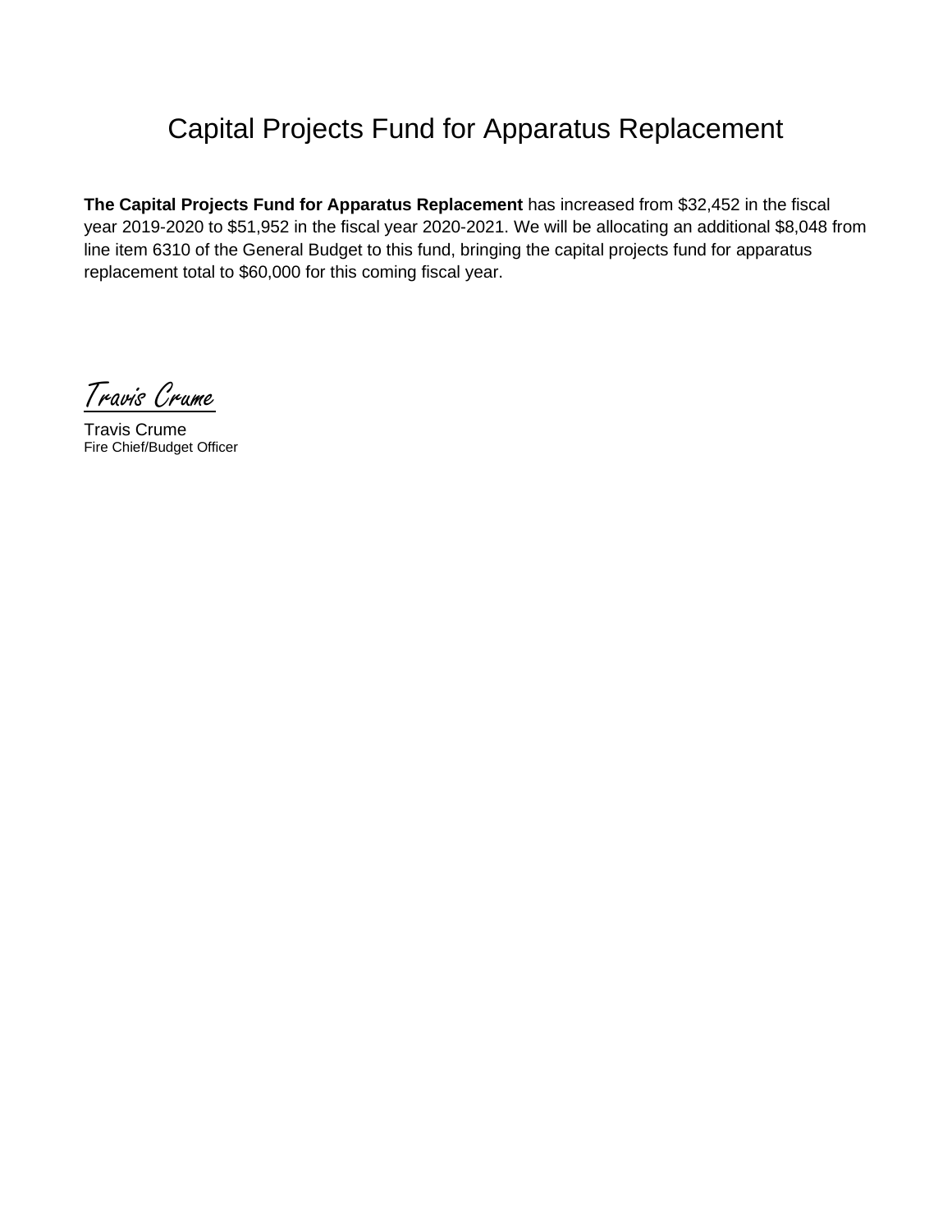# Capital Projects Fund for Apparatus Replacement

**The Capital Projects Fund for Apparatus Replacement** has increased from $32,452 in the fiscal year 2019-2020 to $51,952 in the fiscal year 2020-2021. We will be allocating an additional $8,048 from line item 6310 of the General Budget to this fund, bringing the capital projects fund for apparatus replacement total to $60,000 for this coming fiscal year.

*Travis Crume*

Travis Crume
Fire Chief/Budget Officer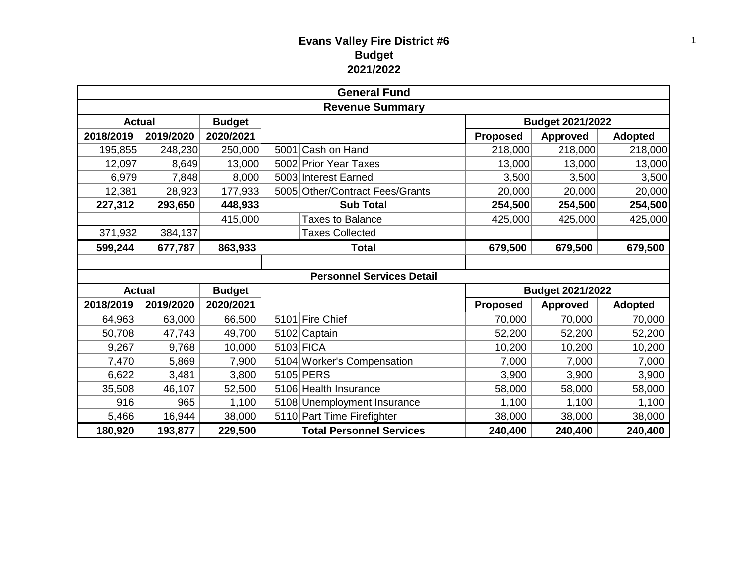# Evans Valley Fire District #6
## Budget
## 2021/2022

| General Fund | | | | | | | |
|---|---|---|---|---|---|---|---|
| **Revenue Summary** | | | | | | | |
| **Actual** | | **Budget** | | | **Budget 2021/2022** | | |
| **2018/2019** | **2019/2020** | **2020/2021** | | | **Proposed** | **Approved** | **Adopted** |
| 195,855 | 248,230 | 250,000 | 5001 | Cash on Hand | 218,000 | 218,000 | 218,000 |
| 12,097 | 8,649 | 13,000 | 5002 | Prior Year Taxes | 13,000 | 13,000 | 13,000 |
| 6,979 | 7,848 | 8,000 | 5003 | Interest Earned | 3,500 | 3,500 | 3,500 |
| 12,381 | 28,923 | 177,933 | 5005 | Other/Contract Fees/Grants | 20,000 | 20,000 | 20,000 |
| **227,312** | **293,650** | **448,933** | | **Sub Total** | **254,500** | **254,500** | **254,500** |
| | | 415,000 | | Taxes to Balance | 425,000 | 425,000 | 425,000 |
| 371,932 | 384,137 | | | Taxes Collected | | | |
| **599,244** | **677,787** | **863,933** | | **Total** | **679,500** | **679,500** | **679,500** |

| Personnel Services Detail | | | | | | | |
|---|---|---|---|---|---|---|---|
| **Actual** | | **Budget** | | | **Budget 2021/2022** | | |
| **2018/2019** | **2019/2020** | **2020/2021** | | | **Proposed** | **Approved** | **Adopted** |
| 64,963 | 63,000 | 66,500 | 5101 | Fire Chief | 70,000 | 70,000 | 70,000 |
| 50,708 | 47,743 | 49,700 | 5102 | Captain | 52,200 | 52,200 | 52,200 |
| 9,267 | 9,768 | 10,000 | 5103 | FICA | 10,200 | 10,200 | 10,200 |
| 7,470 | 5,869 | 7,900 | 5104 | Worker's Compensation | 7,000 | 7,000 | 7,000 |
| 6,622 | 3,481 | 3,800 | 5105 | PERS | 3,900 | 3,900 | 3,900 |
| 35,508 | 46,107 | 52,500 | 5106 | Health Insurance | 58,000 | 58,000 | 58,000 |
| 916 | 965 | 1,100 | 5108 | Unemployment Insurance | 1,100 | 1,100 | 1,100 |
| 5,466 | 16,944 | 38,000 | 5110 | Part Time Firefighter | 38,000 | 38,000 | 38,000 |
| **180,920** | **193,877** | **229,500** | | **Total Personnel Services** | **240,400** | **240,400** | **240,400** |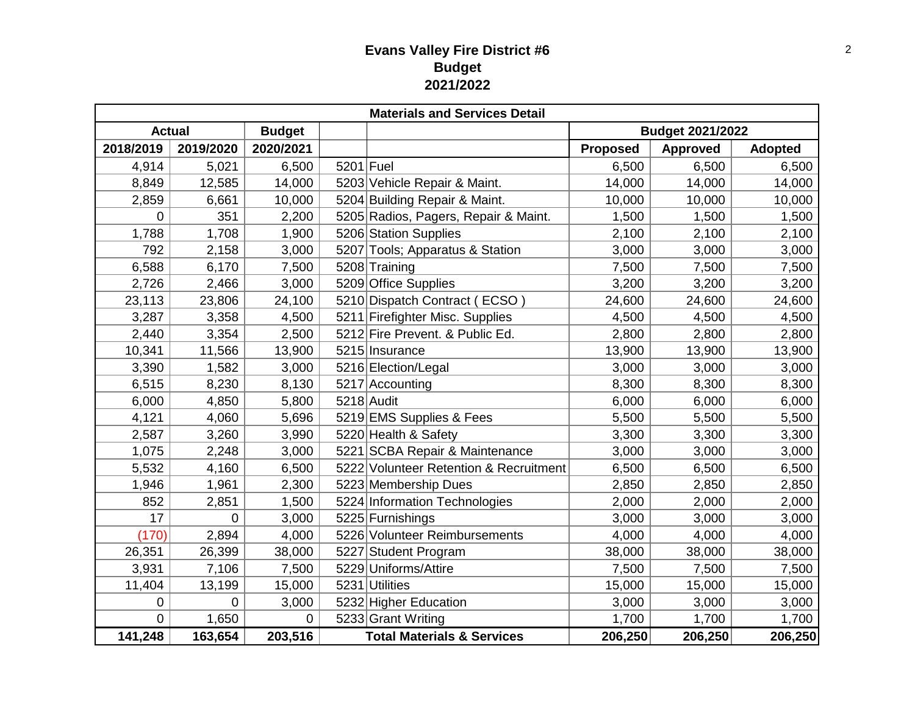# Evans Valley Fire District #6
## Budget
## 2021/2022

| Materials and Services Detail | | | | | | | |
|---|---|---|---|---|---|---|---|
| **Actual** | | **Budget** | | | **Budget 2021/2022** | | |
| **2018/2019** | **2019/2020** | **2020/2021** | | | **Proposed** | **Approved** | **Adopted** |
| 4,914 | 5,021 | 6,500 | 5201 | Fuel | 6,500 | 6,500 | 6,500 |
| 8,849 | 12,585 | 14,000 | 5203 | Vehicle Repair & Maint. | 14,000 | 14,000 | 14,000 |
| 2,859 | 6,661 | 10,000 | 5204 | Building Repair & Maint. | 10,000 | 10,000 | 10,000 |
| 0 | 351 | 2,200 | 5205 | Radios, Pagers, Repair & Maint. | 1,500 | 1,500 | 1,500 |
| 1,788 | 1,708 | 1,900 | 5206 | Station Supplies | 2,100 | 2,100 | 2,100 |
| 792 | 2,158 | 3,000 | 5207 | Tools; Apparatus & Station | 3,000 | 3,000 | 3,000 |
| 6,588 | 6,170 | 7,500 | 5208 | Training | 7,500 | 7,500 | 7,500 |
| 2,726 | 2,466 | 3,000 | 5209 | Office Supplies | 3,200 | 3,200 | 3,200 |
| 23,113 | 23,806 | 24,100 | 5210 | Dispatch Contract ( ECSO ) | 24,600 | 24,600 | 24,600 |
| 3,287 | 3,358 | 4,500 | 5211 | Firefighter Misc. Supplies | 4,500 | 4,500 | 4,500 |
| 2,440 | 3,354 | 2,500 | 5212 | Fire Prevent. & Public Ed. | 2,800 | 2,800 | 2,800 |
| 10,341 | 11,566 | 13,900 | 5215 | Insurance | 13,900 | 13,900 | 13,900 |
| 3,390 | 1,582 | 3,000 | 5216 | Election/Legal | 3,000 | 3,000 | 3,000 |
| 6,515 | 8,230 | 8,130 | 5217 | Accounting | 8,300 | 8,300 | 8,300 |
| 6,000 | 4,850 | 5,800 | 5218 | Audit | 6,000 | 6,000 | 6,000 |
| 4,121 | 4,060 | 5,696 | 5219 | EMS Supplies & Fees | 5,500 | 5,500 | 5,500 |
| 2,587 | 3,260 | 3,990 | 5220 | Health & Safety | 3,300 | 3,300 | 3,300 |
| 1,075 | 2,248 | 3,000 | 5221 | SCBA Repair & Maintenance | 3,000 | 3,000 | 3,000 |
| 5,532 | 4,160 | 6,500 | 5222 | Volunteer Retention & Recruitment | 6,500 | 6,500 | 6,500 |
| 1,946 | 1,961 | 2,300 | 5223 | Membership Dues | 2,850 | 2,850 | 2,850 |
| 852 | 2,851 | 1,500 | 5224 | Information Technologies | 2,000 | 2,000 | 2,000 |
| 17 | 0 | 3,000 | 5225 | Furnishings | 3,000 | 3,000 | 3,000 |
| (170) | 2,894 | 4,000 | 5226 | Volunteer Reimbursements | 4,000 | 4,000 | 4,000 |
| 26,351 | 26,399 | 38,000 | 5227 | Student Program | 38,000 | 38,000 | 38,000 |
| 3,931 | 7,106 | 7,500 | 5229 | Uniforms/Attire | 7,500 | 7,500 | 7,500 |
| 11,404 | 13,199 | 15,000 | 5231 | Utilities | 15,000 | 15,000 | 15,000 |
| 0 | 0 | 3,000 | 5232 | Higher Education | 3,000 | 3,000 | 3,000 |
| 0 | 1,650 | 0 | 5233 | Grant Writing | 1,700 | 1,700 | 1,700 |
| **141,248** | **163,654** | **203,516** | | **Total Materials & Services** | **206,250** | **206,250** | **206,250** |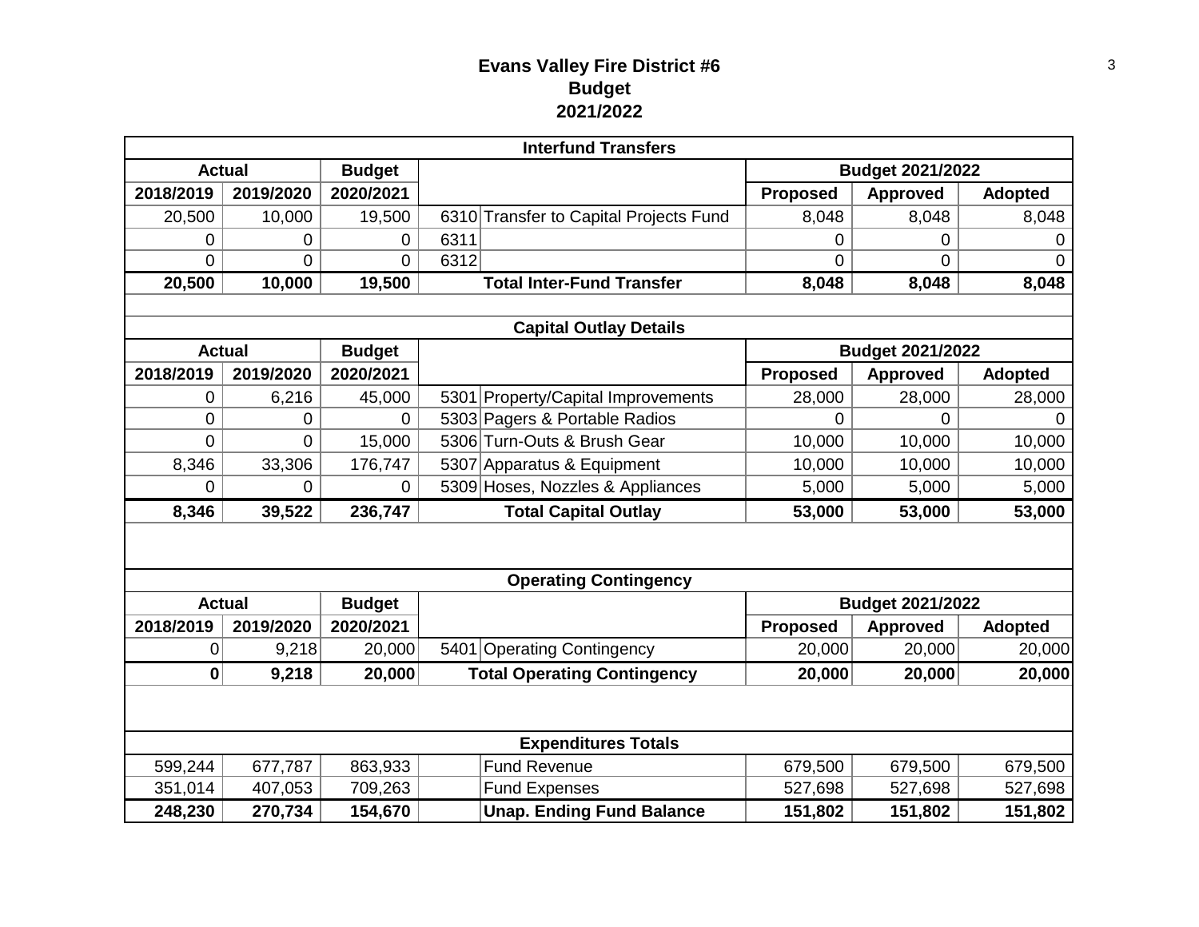# Evans Valley Fire District #6
## Budget
## 2021/2022

| Interfund Transfers | | | | | | | |
|---|---|---|---|---|---|---|---|
| Actual | | Budget | | | Budget 2021/2022 | | |
| 2018/2019 | 2019/2020 | 2020/2021 | | | Proposed | Approved | Adopted |
| 20,500 | 10,000 | 19,500 | 6310 | Transfer to Capital Projects Fund | 8,048 | 8,048 | 8,048 |
| 0 | 0 | 0 | 6311 | | 0 | 0 | 0 |
| 0 | 0 | 0 | 6312 | | 0 | 0 | 0 |
| **20,500** | **10,000** | **19,500** | | **Total Inter-Fund Transfer** | **8,048** | **8,048** | **8,048** |

| Capital Outlay Details | | | | | | | |
|---|---|---|---|---|---|---|---|
| Actual | | Budget | | | Budget 2021/2022 | | |
| 2018/2019 | 2019/2020 | 2020/2021 | | | Proposed | Approved | Adopted |
| 0 | 6,216 | 45,000 | 5301 | Property/Capital Improvements | 28,000 | 28,000 | 28,000 |
| 0 | 0 | 0 | 5303 | Pagers & Portable Radios | 0 | 0 | 0 |
| 0 | 0 | 15,000 | 5306 | Turn-Outs & Brush Gear | 10,000 | 10,000 | 10,000 |
| 8,346 | 33,306 | 176,747 | 5307 | Apparatus & Equipment | 10,000 | 10,000 | 10,000 |
| 0 | 0 | 0 | 5309 | Hoses, Nozzles & Appliances | 5,000 | 5,000 | 5,000 |
| **8,346** | **39,522** | **236,747** | | **Total Capital Outlay** | **53,000** | **53,000** | **53,000** |

| Operating Contingency | | | | | | | |
|---|---|---|---|---|---|---|---|
| Actual | | Budget | | | Budget 2021/2022 | | |
| 2018/2019 | 2019/2020 | 2020/2021 | | | Proposed | Approved | Adopted |
| 0 | 9,218 | 20,000 | 5401 | Operating Contingency | 20,000 | 20,000 | 20,000 |
| **0** | **9,218** | **20,000** | | **Total Operating Contingency** | **20,000** | **20,000** | **20,000** |

| Expenditures Totals | | | | | | | |
|---|---|---|---|---|---|---|---|
| 599,244 | 677,787 | 863,933 | | Fund Revenue | 679,500 | 679,500 | 679,500 |
| 351,014 | 407,053 | 709,263 | | Fund Expenses | 527,698 | 527,698 | 527,698 |
| **248,230** | **270,734** | **154,670** | | **Unap. Ending Fund Balance** | **151,802** | **151,802** | **151,802** |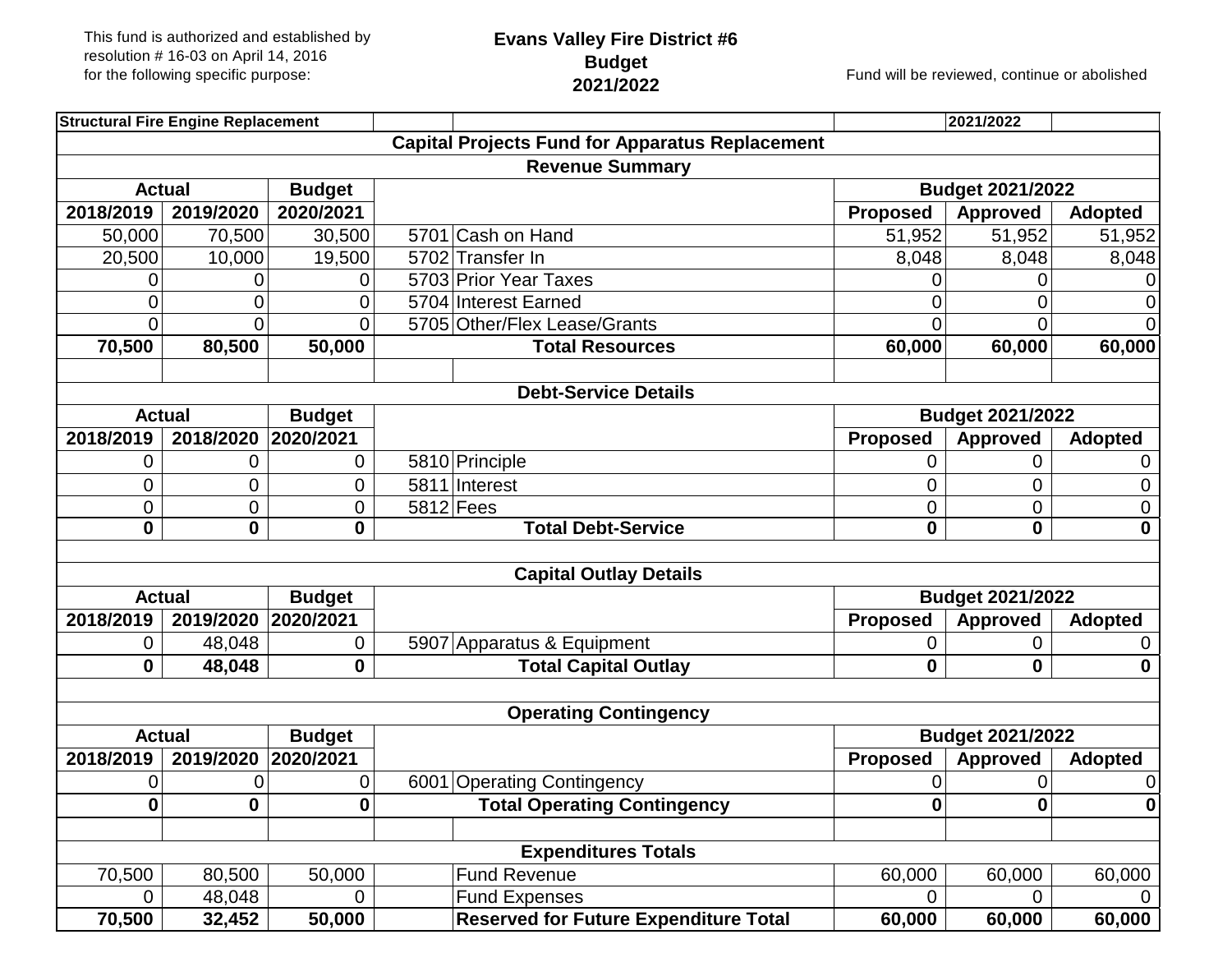This fund is authorized and established by resolution # 16-03 on April 14, 2016 for the following specific purpose:

**Evans Valley Fire District #6**
**Budget**
**2021/2022**

Fund will be reviewed, continue or abolished

| **Structural Fire Engine Replacement** | | | | | | 2021/2022 | |
|---|---|---|---|---|---|---|---|
| | | | | **Capital Projects Fund for Apparatus Replacement** | | | |
| | | | | **Revenue Summary** | | | |
| **Actual** | | **Budget** | | | **Budget 2021/2022** | | |
| **2018/2019** | **2019/2020** | **2020/2021** | | | **Proposed** | **Approved** | **Adopted** |
| 50,000 | 70,500 | 30,500 | 5701 | Cash on Hand | 51,952 | 51,952 | 51,952 |
| 20,500 | 10,000 | 19,500 | 5702 | Transfer In | 8,048 | 8,048 | 8,048 |
| 0 | 0 | 0 | 5703 | Prior Year Taxes | 0 | 0 | 0 |
| 0 | 0 | 0 | 5704 | Interest Earned | 0 | 0 | 0 |
| 0 | 0 | 0 | 5705 | Other/Flex Lease/Grants | 0 | 0 | 0 |
| **70,500** | **80,500** | **50,000** | | **Total Resources** | **60,000** | **60,000** | **60,000** |
| | | | | | | | |
| | | | | **Debt-Service Details** | | | |
| **Actual** | | **Budget** | | | **Budget 2021/2022** | | |
| **2018/2019** | **2018/2020** | **2020/2021** | | | **Proposed** | **Approved** | **Adopted** |
| 0 | 0 | 0 | 5810 | Principle | 0 | 0 | 0 |
| 0 | 0 | 0 | 5811 | Interest | 0 | 0 | 0 |
| 0 | 0 | 0 | 5812 | Fees | 0 | 0 | 0 |
| **0** | **0** | **0** | | **Total Debt-Service** | **0** | **0** | **0** |
| | | | | | | | |
| | | | | **Capital Outlay Details** | | | |
| **Actual** | | **Budget** | | | **Budget 2021/2022** | | |
| **2018/2019** | **2019/2020** | **2020/2021** | | | **Proposed** | **Approved** | **Adopted** |
| 0 | 48,048 | 0 | 5907 | Apparatus & Equipment | 0 | 0 | 0 |
| **0** | **48,048** | **0** | | **Total Capital Outlay** | **0** | **0** | **0** |
| | | | | | | | |
| | | | | **Operating Contingency** | | | |
| **Actual** | | **Budget** | | | **Budget 2021/2022** | | |
| **2018/2019** | **2019/2020** | **2020/2021** | | | **Proposed** | **Approved** | **Adopted** |
| 0 | 0 | 0 | 6001 | Operating Contingency | 0 | 0 | 0 |
| **0** | **0** | **0** | | **Total Operating Contingency** | **0** | **0** | **0** |
| | | | | | | | |
| | | | | **Expenditures Totals** | | | |
| 70,500 | 80,500 | 50,000 | | Fund Revenue | 60,000 | 60,000 | 60,000 |
| 0 | 48,048 | 0 | | Fund Expenses | 0 | 0 | 0 |
| **70,500** | **32,452** | **50,000** | | **Reserved for Future Expenditure Total** | **60,000** | **60,000** | **60,000** |